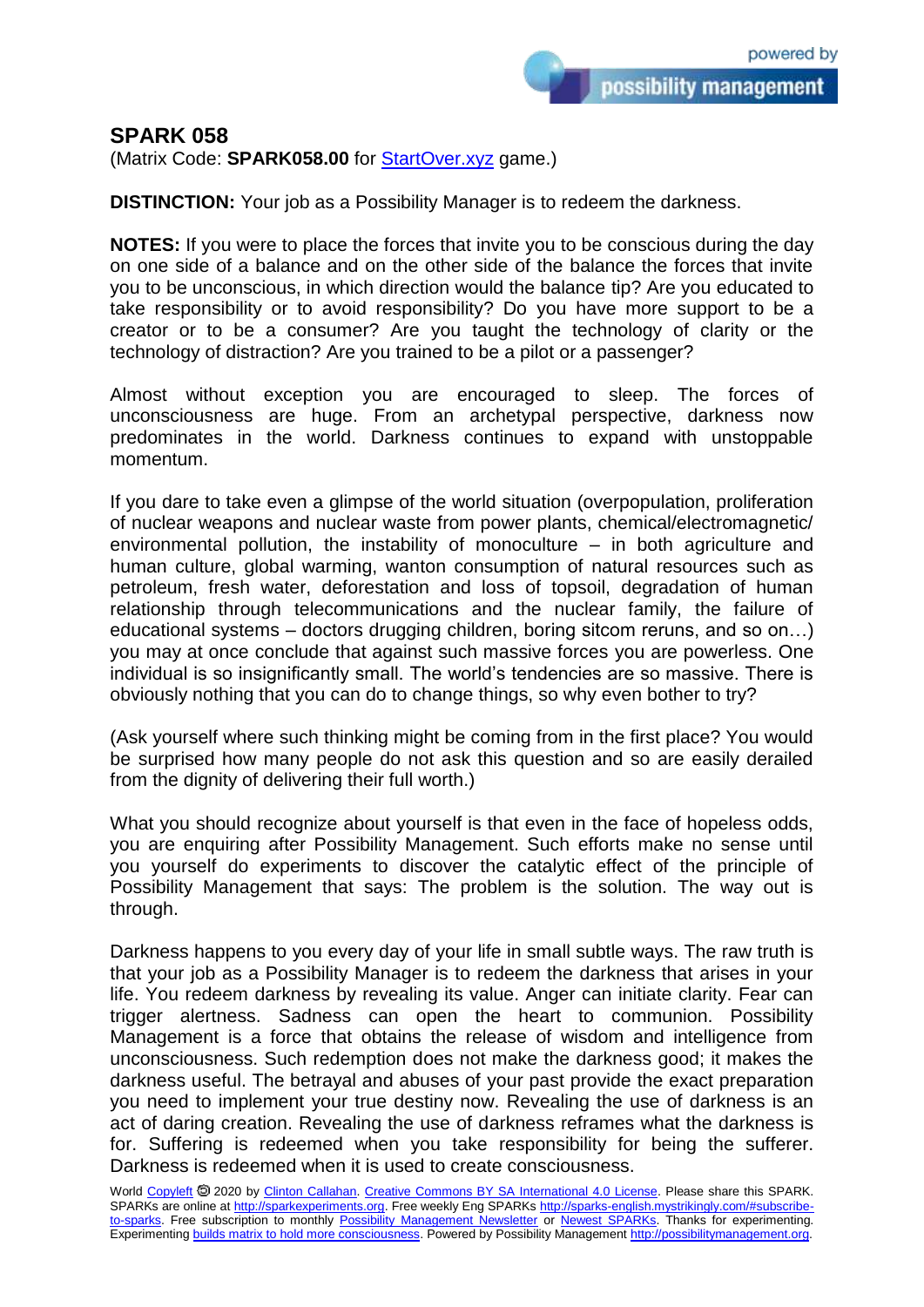# SPARK 058

(Matrix Code: **SPARK058.00** for [StartOver.xyz](StartOver.xyz) game.)

**DISTINCTION:** Your job as a Possibility Manager is to redeem the darkness.

**NOTES:** If you were to place the forces that invite you to be conscious during the day on one side of a balance and on the other side of the balance the forces that invite you to be unconscious, in which direction would the balance tip? Are you educated to take responsibility or to avoid responsibility? Do you have more support to be a creator or to be a consumer? Are you taught the technology of clarity or the technology of distraction? Are you trained to be a pilot or a passenger?

Almost without exception you are encouraged to sleep. The forces of unconsciousness are huge. From an archetypal perspective, darkness now predominates in the world. Darkness continues to expand with unstoppable momentum.

If you dare to take even a glimpse of the world situation (overpopulation, proliferation of nuclear weapons and nuclear waste from power plants, chemical/electromagnetic/ environmental pollution, the instability of monoculture – in both agriculture and human culture, global warming, wanton consumption of natural resources such as petroleum, fresh water, deforestation and loss of topsoil, degradation of human relationship through telecommunications and the nuclear family, the failure of educational systems – doctors drugging children, boring sitcom reruns, and so on…) you may at once conclude that against such massive forces you are powerless. One individual is so insignificantly small. The world's tendencies are so massive. There is obviously nothing that you can do to change things, so why even bother to try?

(Ask yourself where such thinking might be coming from in the first place? You would be surprised how many people do not ask this question and so are easily derailed from the dignity of delivering their full worth.)

What you should recognize about yourself is that even in the face of hopeless odds, you are enquiring after Possibility Management. Such efforts make no sense until you yourself do experiments to discover the catalytic effect of the principle of Possibility Management that says: The problem is the solution. The way out is through.

Darkness happens to you every day of your life in small subtle ways. The raw truth is that your job as a Possibility Manager is to redeem the darkness that arises in your life. You redeem darkness by revealing its value. Anger can initiate clarity. Fear can trigger alertness. Sadness can open the heart to communion. Possibility Management is a force that obtains the release of wisdom and intelligence from unconsciousness. Such redemption does not make the darkness good; it makes the darkness useful. The betrayal and abuses of your past provide the exact preparation you need to implement your true destiny now. Revealing the use of darkness is an act of daring creation. Revealing the use of darkness reframes what the darkness is for. Suffering is redeemed when you take responsibility for being the sufferer. Darkness is redeemed when it is used to create consciousness.

World Copyleft 🄯 2020 by Clinton Callahan. Creative Commons BY SA International 4.0 License. Please share this SPARK. SPARKs are online at http://sparkexperiments.org. Free weekly Eng SPARKs http://sparks-english.mystrikingly.com/#subscribe-to-sparks. Free subscription to monthly Possibility Management Newsletter or Newest SPARKs. Thanks for experimenting. Experimenting builds matrix to hold more consciousness. Powered by Possibility Management http://possibilitymanagement.org.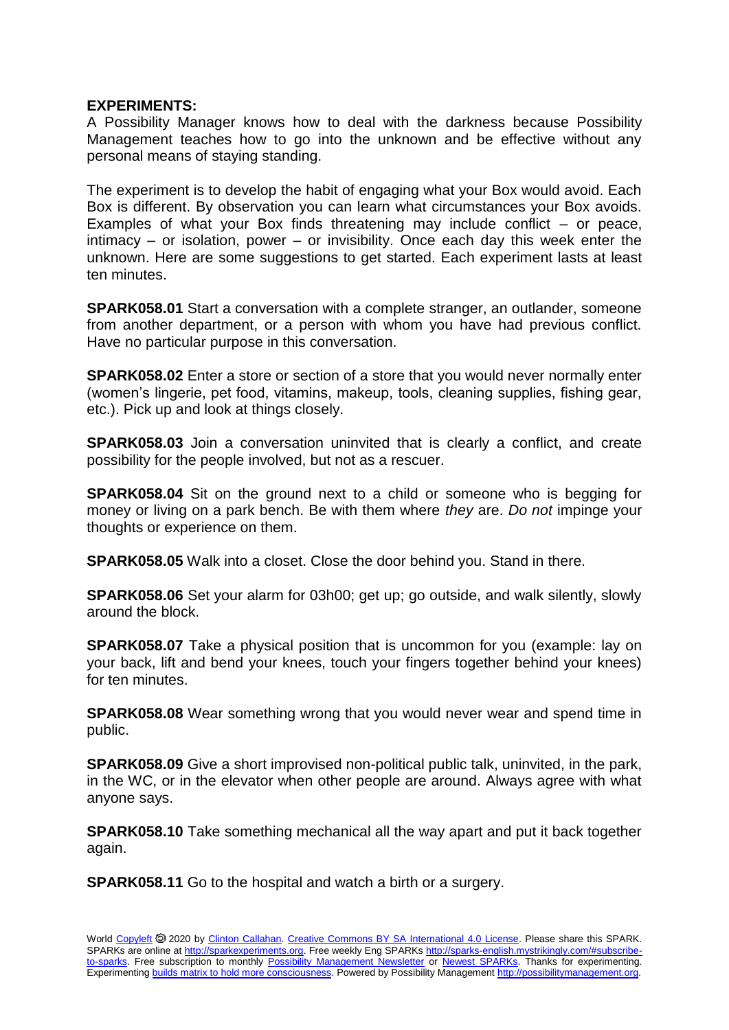**EXPERIMENTS:**

A Possibility Manager knows how to deal with the darkness because Possibility Management teaches how to go into the unknown and be effective without any personal means of staying standing.

The experiment is to develop the habit of engaging what your Box would avoid. Each Box is different. By observation you can learn what circumstances your Box avoids. Examples of what your Box finds threatening may include conflict – or peace, intimacy – or isolation, power – or invisibility. Once each day this week enter the unknown. Here are some suggestions to get started. Each experiment lasts at least ten minutes.

**SPARK058.01** Start a conversation with a complete stranger, an outlander, someone from another department, or a person with whom you have had previous conflict. Have no particular purpose in this conversation.

**SPARK058.02** Enter a store or section of a store that you would never normally enter (women's lingerie, pet food, vitamins, makeup, tools, cleaning supplies, fishing gear, etc.). Pick up and look at things closely.

**SPARK058.03** Join a conversation uninvited that is clearly a conflict, and create possibility for the people involved, but not as a rescuer.

**SPARK058.04** Sit on the ground next to a child or someone who is begging for money or living on a park bench. Be with them where *they* are. *Do not* impinge your thoughts or experience on them.

**SPARK058.05** Walk into a closet. Close the door behind you. Stand in there.

**SPARK058.06** Set your alarm for 03h00; get up; go outside, and walk silently, slowly around the block.

**SPARK058.07** Take a physical position that is uncommon for you (example: lay on your back, lift and bend your knees, touch your fingers together behind your knees) for ten minutes.

**SPARK058.08** Wear something wrong that you would never wear and spend time in public.

**SPARK058.09** Give a short improvised non-political public talk, uninvited, in the park, in the WC, or in the elevator when other people are around. Always agree with what anyone says.

**SPARK058.10** Take something mechanical all the way apart and put it back together again.

**SPARK058.11** Go to the hospital and watch a birth or a surgery.

World Copyleft 🄯 2020 by Clinton Callahan. Creative Commons BY SA International 4.0 License. Please share this SPARK. SPARKs are online at http://sparkexperiments.org. Free weekly Eng SPARKs http://sparks-english.mystrikingly.com/#subscribe-to-sparks. Free subscription to monthly Possibility Management Newsletter or Newest SPARKs. Thanks for experimenting. Experimenting builds matrix to hold more consciousness. Powered by Possibility Management http://possibilitymanagement.org.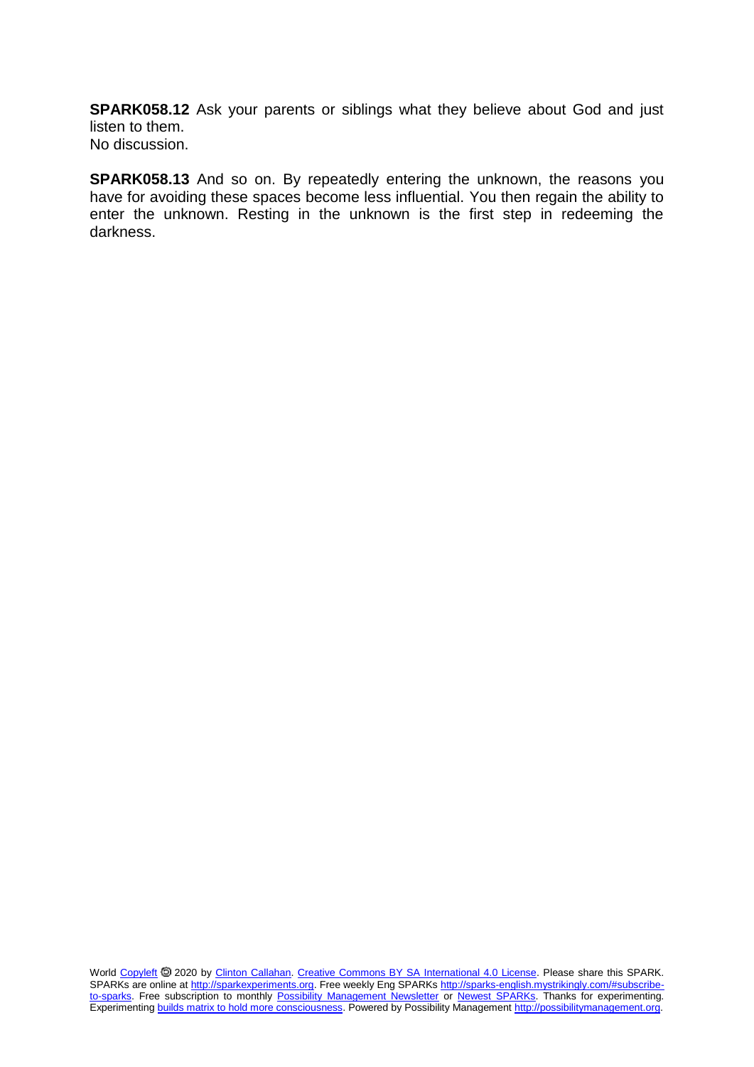**SPARK058.12** Ask your parents or siblings what they believe about God and just listen to them.
No discussion.

**SPARK058.13** And so on. By repeatedly entering the unknown, the reasons you have for avoiding these spaces become less influential. You then regain the ability to enter the unknown. Resting in the unknown is the first step in redeeming the darkness.